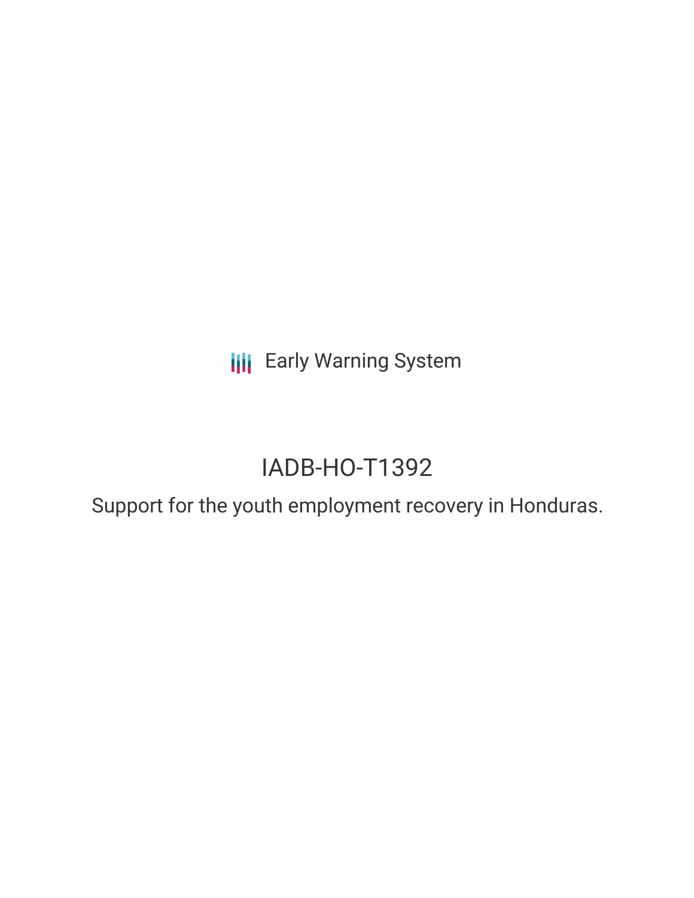Early Warning System

# IADB-HO-T1392

Support for the youth employment recovery in Honduras.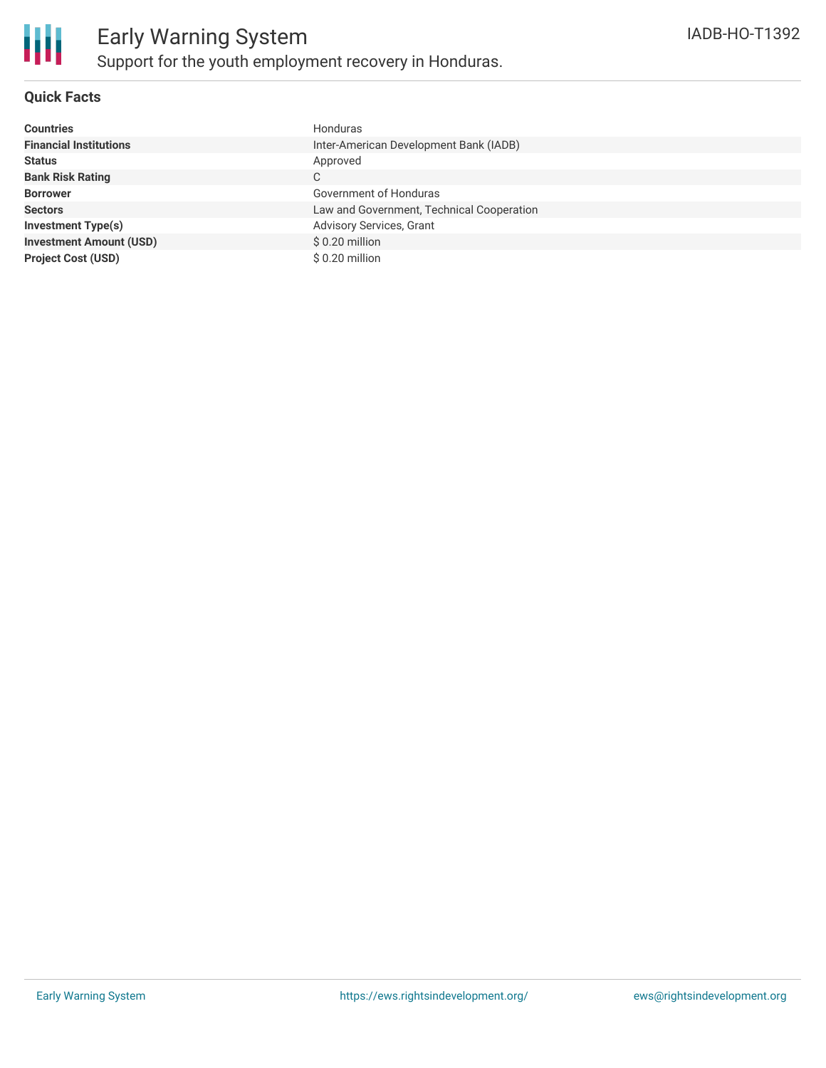# Early Warning System

## Support for the youth employment recovery in Honduras.

IADB-HO-T1392

### Quick Facts

| | |
|---|---|
| **Countries** | Honduras |
| **Financial Institutions** | Inter-American Development Bank (IADB) |
| **Status** | Approved |
| **Bank Risk Rating** | C |
| **Borrower** | Government of Honduras |
| **Sectors** | Law and Government, Technical Cooperation |
| **Investment Type(s)** | Advisory Services, Grant |
| **Investment Amount (USD)** | $ 0.20 million |
| **Project Cost (USD)** | $ 0.20 million |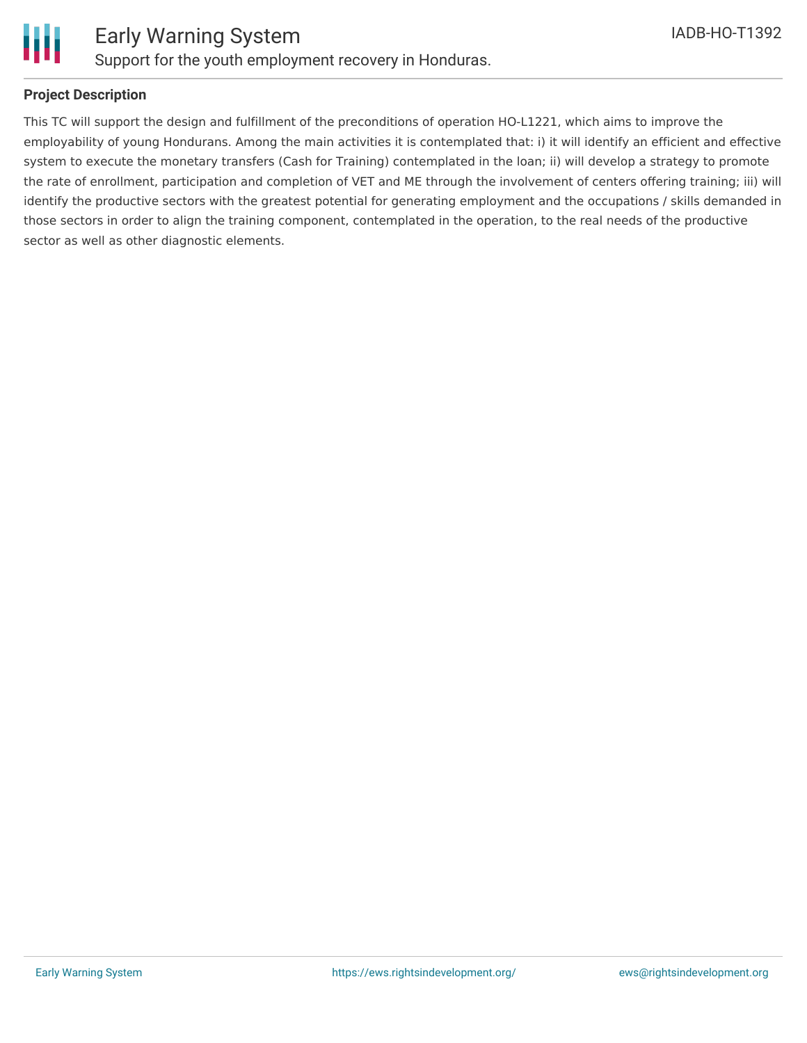## Project Description

This TC will support the design and fulfillment of the preconditions of operation HO-L1221, which aims to improve the employability of young Hondurans. Among the main activities it is contemplated that: i) it will identify an efficient and effective system to execute the monetary transfers (Cash for Training) contemplated in the loan; ii) will develop a strategy to promote the rate of enrollment, participation and completion of VET and ME through the involvement of centers offering training; iii) will identify the productive sectors with the greatest potential for generating employment and the occupations / skills demanded in those sectors in order to align the training component, contemplated in the operation, to the real needs of the productive sector as well as other diagnostic elements.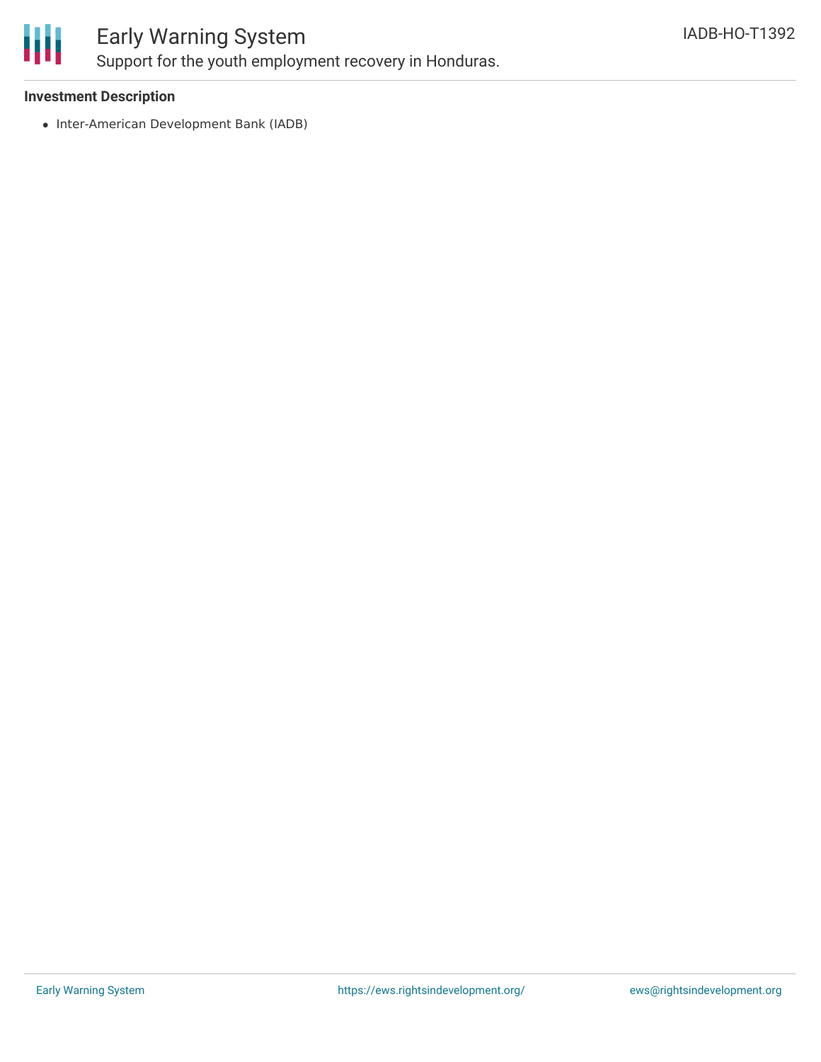### Investment Description

- Inter-American Development Bank (IADB)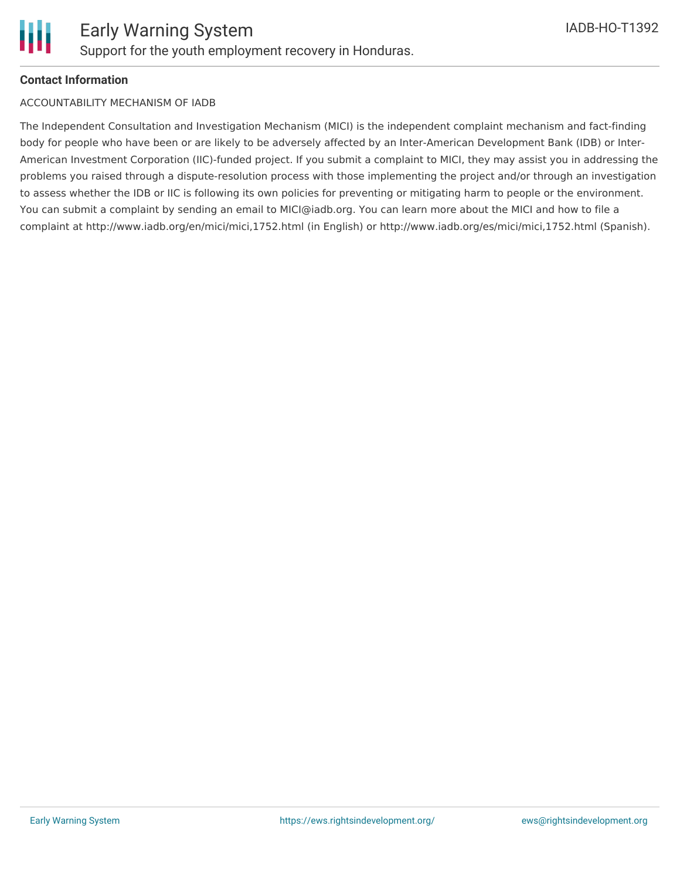**Contact Information**

ACCOUNTABILITY MECHANISM OF IADB

The Independent Consultation and Investigation Mechanism (MICI) is the independent complaint mechanism and fact-finding body for people who have been or are likely to be adversely affected by an Inter-American Development Bank (IDB) or Inter-American Investment Corporation (IIC)-funded project. If you submit a complaint to MICI, they may assist you in addressing the problems you raised through a dispute-resolution process with those implementing the project and/or through an investigation to assess whether the IDB or IIC is following its own policies for preventing or mitigating harm to people or the environment. You can submit a complaint by sending an email to MICI@iadb.org. You can learn more about the MICI and how to file a complaint at http://www.iadb.org/en/mici/mici,1752.html (in English) or http://www.iadb.org/es/mici/mici,1752.html (Spanish).